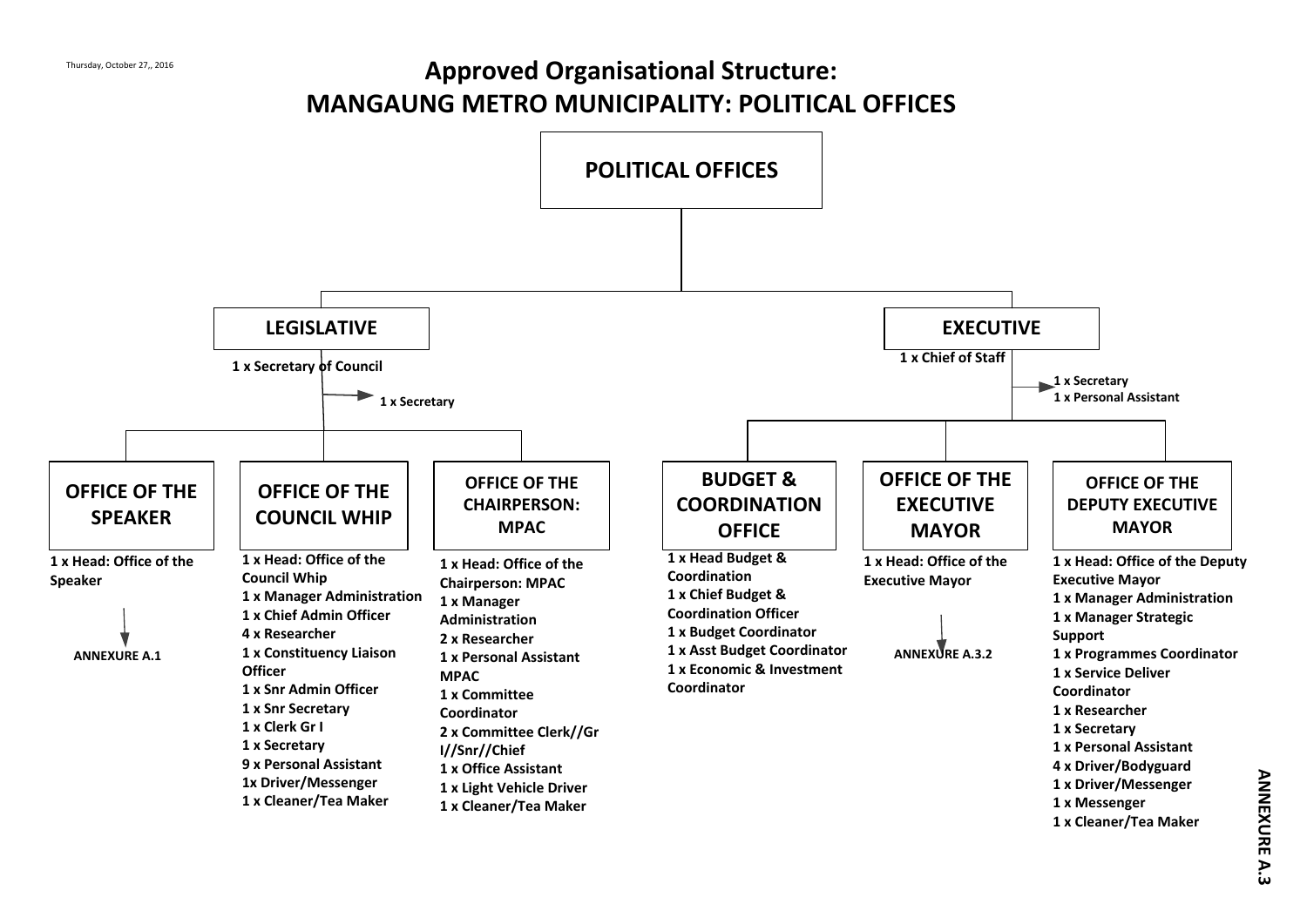Thursday, October 27,, 2016

# Approved Organisational Structure:
# MANGAUNG METRO MUNICIPALITY: POLITICAL OFFICES

## POLITICAL OFFICES

### LEGISLATIVE

1 x Secretary of Council

1 x Secretary

#### OFFICE OF THE SPEAKER

1 x Head: Office of the Speaker

ANNEXURE A.1

#### OFFICE OF THE COUNCIL WHIP

- 1 x Head: Office of the Council Whip
- 1 x Manager Administration
- 1 x Chief Admin Officer
- 4 x Researcher
- 1 x Constituency Liaison Officer
- 1 x Snr Admin Officer
- 1 x Snr Secretary
- 1 x Clerk Gr I
- 1 x Secretary
- 9 x Personal Assistant
- 1x Driver/Messenger
- 1 x Cleaner/Tea Maker

#### OFFICE OF THE CHAIRPERSON: MPAC

- 1 x Head: Office of the Chairperson: MPAC
- 1 x Manager Administration
- 2 x Researcher
- 1 x Personal Assistant MPAC
- 1 x Committee Coordinator
- 2 x Committee Clerk//Gr I//Snr//Chief
- 1 x Office Assistant
- 1 x Light Vehicle Driver
- 1 x Cleaner/Tea Maker

### EXECUTIVE

1 x Chief of Staff

1 x Secretary
1 x Personal Assistant

#### BUDGET & COORDINATION OFFICE

- 1 x Head Budget & Coordination
- 1 x Chief Budget & Coordination Officer
- 1 x Budget Coordinator
- 1 x Asst Budget Coordinator
- 1 x Economic & Investment Coordinator

#### OFFICE OF THE EXECUTIVE MAYOR

1 x Head: Office of the Executive Mayor

ANNEXURE A.3.2

#### OFFICE OF THE DEPUTY EXECUTIVE MAYOR

- 1 x Head: Office of the Deputy Executive Mayor
- 1 x Manager Administration
- 1 x Manager Strategic Support
- 1 x Programmes Coordinator
- 1 x Service Deliver Coordinator
- 1 x Researcher
- 1 x Secretary
- 1 x Personal Assistant
- 4 x Driver/Bodyguard
- 1 x Driver/Messenger
- 1 x Messenger
- 1 x Cleaner/Tea Maker

ANNEXURE A.3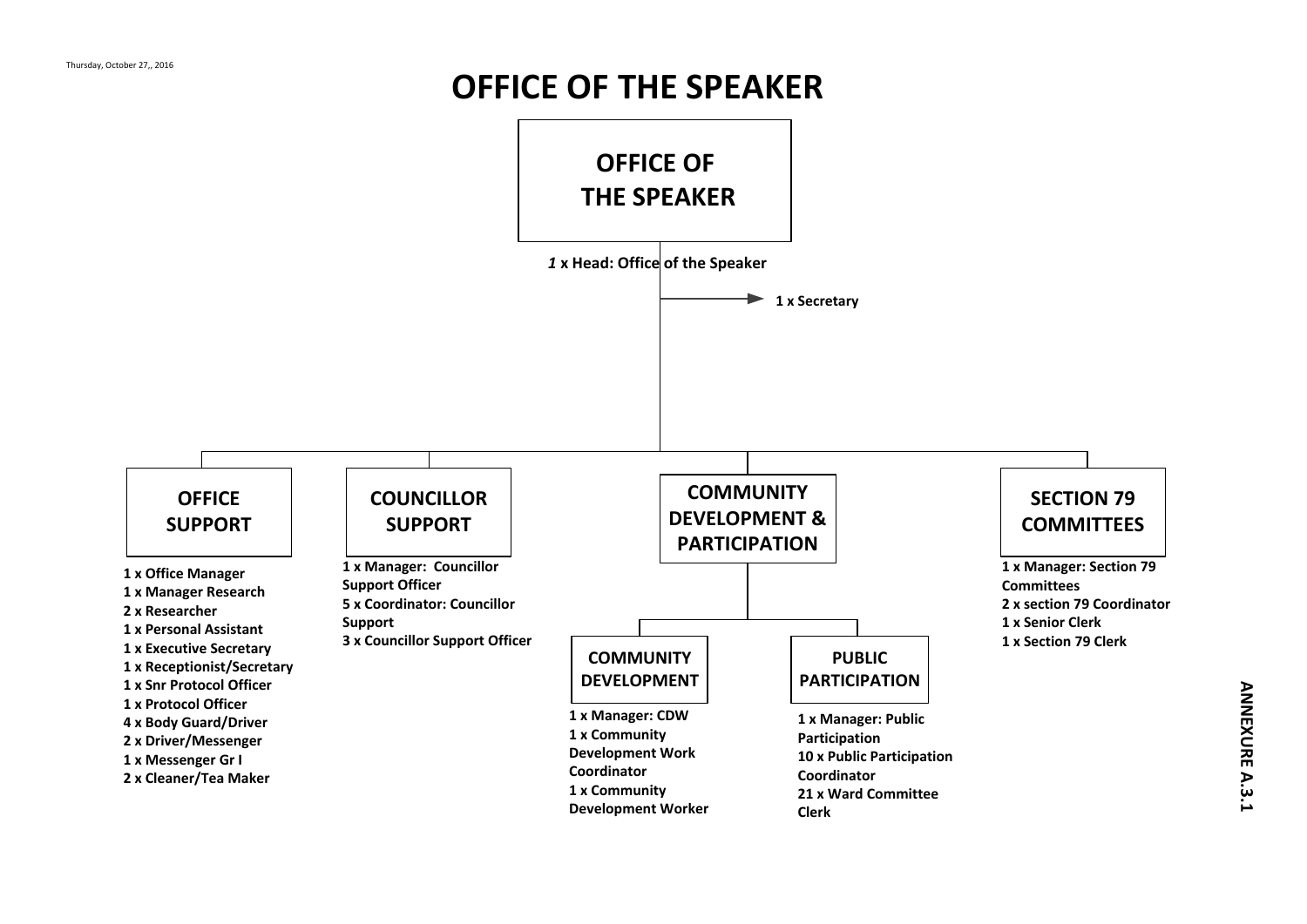Thursday, October 27,, 2016

# OFFICE OF THE SPEAKER

## OFFICE OF THE SPEAKER

*1* x Head: Office of the Speaker

- 1 x Secretary

### OFFICE SUPPORT

- 1 x Office Manager
- 1 x Manager Research
- 2 x Researcher
- 1 x Personal Assistant
- 1 x Executive Secretary
- 1 x Receptionist/Secretary
- 1 x Snr Protocol Officer
- 1 x Protocol Officer
- 4 x Body Guard/Driver
- 2 x Driver/Messenger
- 1 x Messenger Gr I
- 2 x Cleaner/Tea Maker

### COUNCILLOR SUPPORT

- 1 x Manager: Councillor Support Officer
- 5 x Coordinator: Councillor Support
- 3 x Councillor Support Officer

### COMMUNITY DEVELOPMENT & PARTICIPATION

#### COMMUNITY DEVELOPMENT

- 1 x Manager: CDW
- 1 x Community Development Work Coordinator
- 1 x Community Development Worker

#### PUBLIC PARTICIPATION

- 1 x Manager: Public Participation
- 10 x Public Participation Coordinator
- 21 x Ward Committee Clerk

### SECTION 79 COMMITTEES

- 1 x Manager: Section 79 Committees
- 2 x section 79 Coordinator
- 1 x Senior Clerk
- 1 x Section 79 Clerk

ANNEXURE A.3.1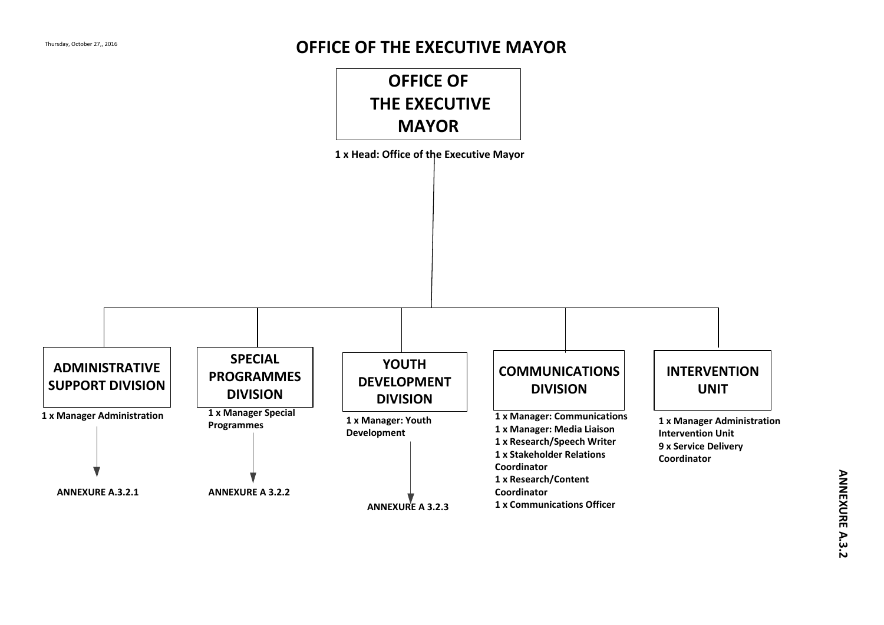Thursday, October 27,, 2016

# OFFICE OF THE EXECUTIVE MAYOR

## OFFICE OF THE EXECUTIVE MAYOR

**1 x Head: Office of the Executive Mayor**

### ADMINISTRATIVE SUPPORT DIVISION

**1 x Manager Administration**

**ANNEXURE A.3.2.1**

### SPECIAL PROGRAMMES DIVISION

**1 x Manager Special Programmes**

**ANNEXURE A 3.2.2**

### YOUTH DEVELOPMENT DIVISION

**1 x Manager: Youth Development**

**ANNEXURE A 3.2.3**

### COMMUNICATIONS DIVISION

**1 x Manager: Communications**
**1 x Manager: Media Liaison**
**1 x Research/Speech Writer**
**1 x Stakeholder Relations Coordinator**
**1 x Research/Content Coordinator**
**1 x Communications Officer**

### INTERVENTION UNIT

**1 x Manager Administration Intervention Unit**
**9 x Service Delivery Coordinator**

**ANNEXURE A.3.2**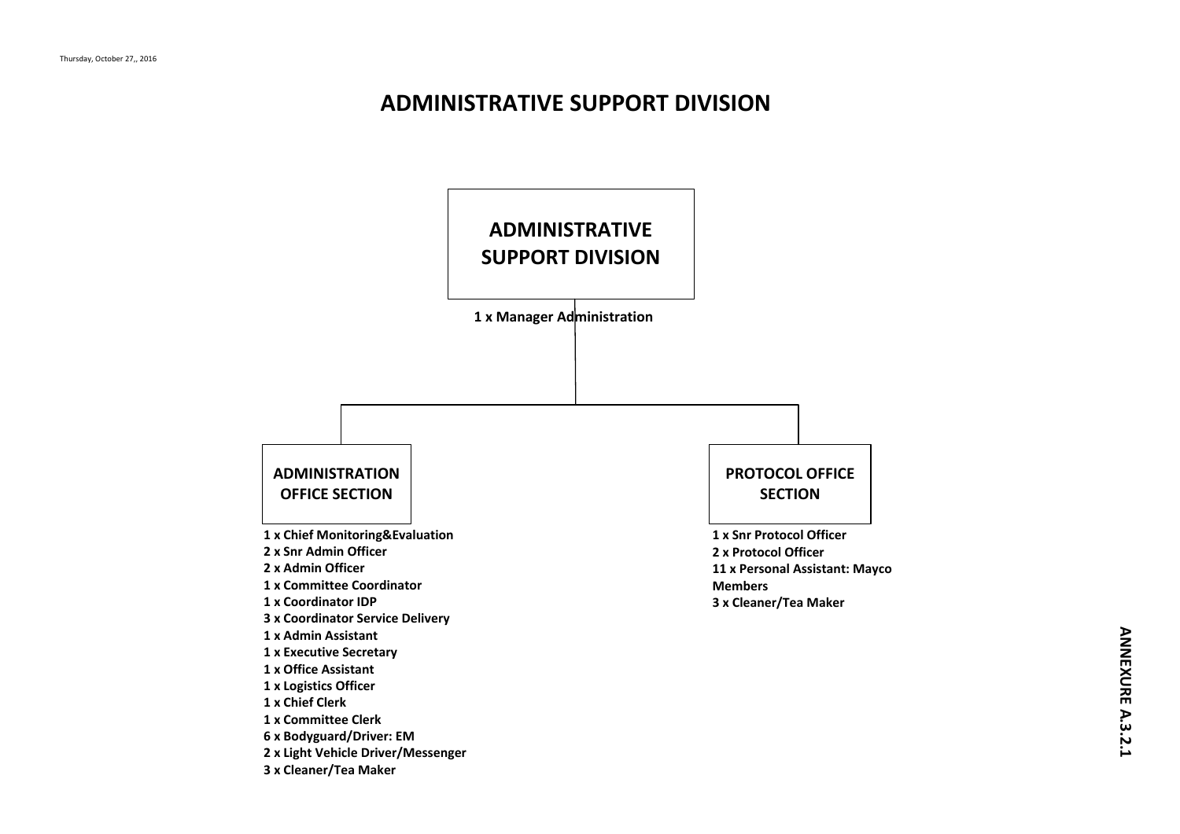Thursday, October 27,, 2016

# ADMINISTRATIVE SUPPORT DIVISION

## ADMINISTRATIVE SUPPORT DIVISION

**1 x Manager Administration**

### ADMINISTRATION OFFICE SECTION

- 1 x Chief Monitoring&Evaluation
- 2 x Snr Admin Officer
- 2 x Admin Officer
- 1 x Committee Coordinator
- 1 x Coordinator IDP
- 3 x Coordinator Service Delivery
- 1 x Admin Assistant
- 1 x Executive Secretary
- 1 x Office Assistant
- 1 x Logistics Officer
- 1 x Chief Clerk
- 1 x Committee Clerk
- 6 x Bodyguard/Driver: EM
- 2 x Light Vehicle Driver/Messenger
- 3 x Cleaner/Tea Maker

### PROTOCOL OFFICE SECTION

- 1 x Snr Protocol Officer
- 2 x Protocol Officer
- 11 x Personal Assistant: Mayco Members
- 3 x Cleaner/Tea Maker

**ANNEXURE A.3.2.1**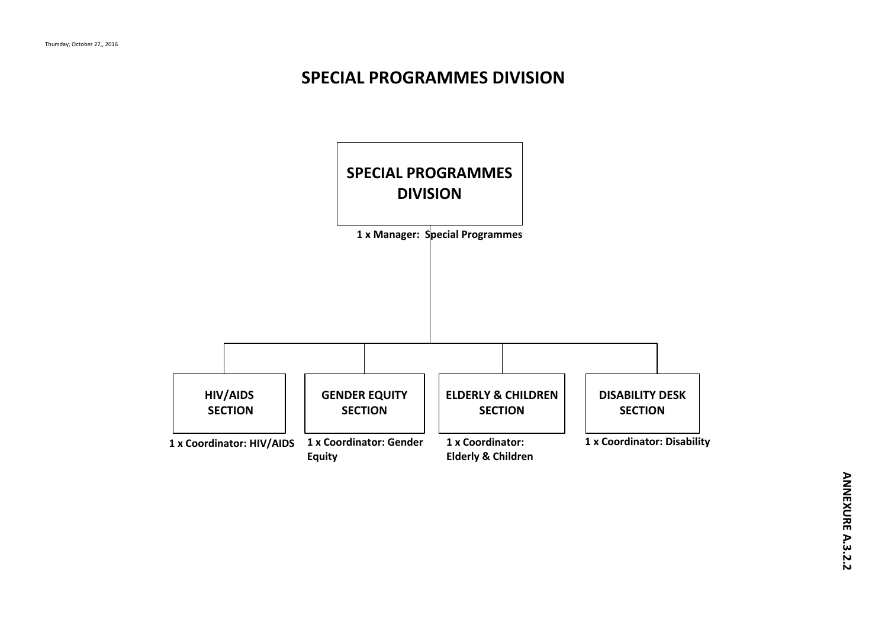Thursday, October 27,, 2016

# SPECIAL PROGRAMMES DIVISION

**SPECIAL PROGRAMMES DIVISION**

**1 x Manager: Special Programmes**

- **HIV/AIDS SECTION**
  - **1 x Coordinator: HIV/AIDS**
- **GENDER EQUITY SECTION**
  - **1 x Coordinator: Gender Equity**
- **ELDERLY & CHILDREN SECTION**
  - **1 x Coordinator: Elderly & Children**
- **DISABILITY DESK SECTION**
  - **1 x Coordinator: Disability**

**ANNEXURE A.3.2.2**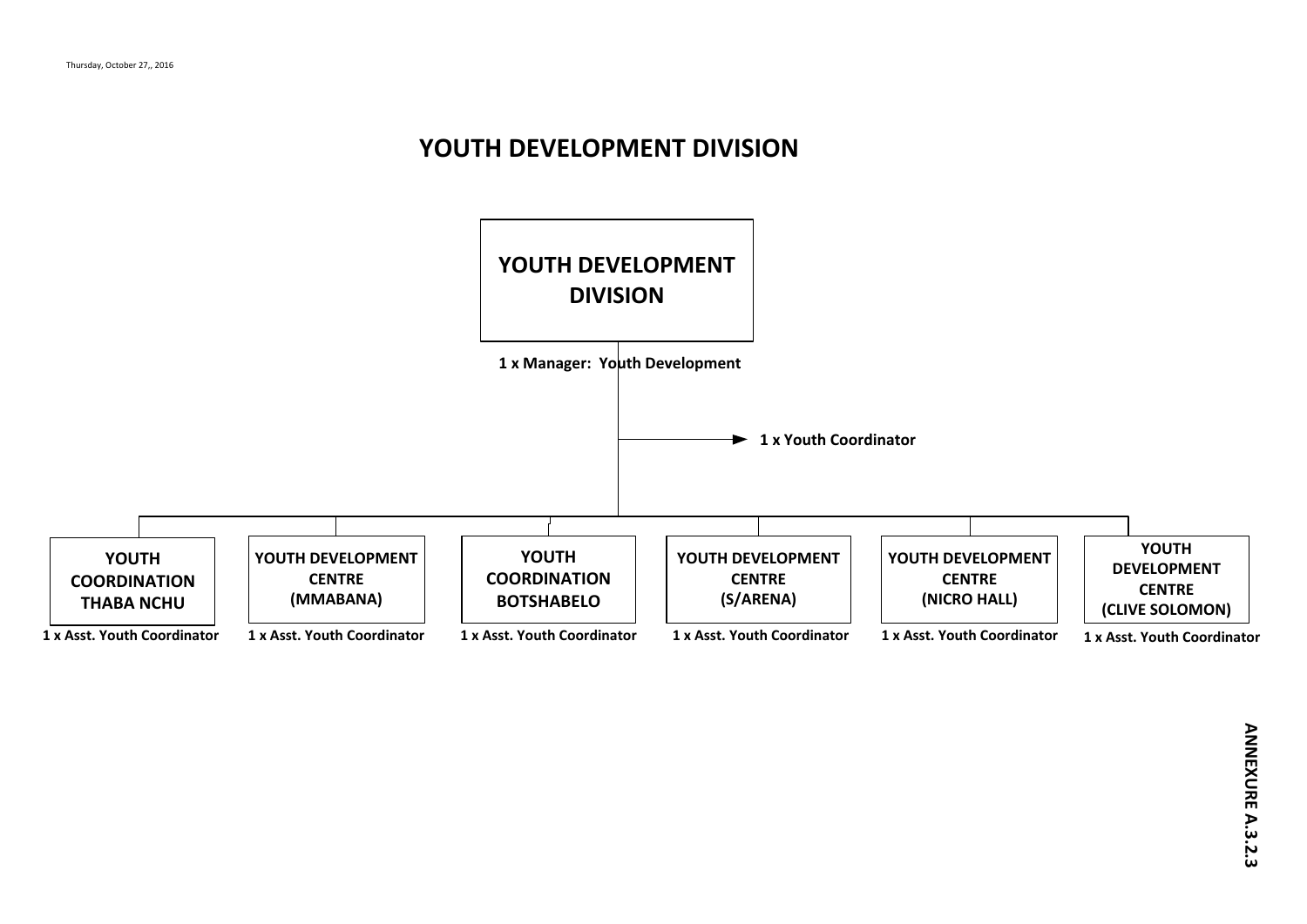Thursday, October 27,, 2016

# YOUTH DEVELOPMENT DIVISION

**YOUTH DEVELOPMENT DIVISION**

**1 x Manager: Youth Development**

**1 x Youth Coordinator**

**YOUTH COORDINATION THABA NCHU**
**1 x Asst. Youth Coordinator**

**YOUTH DEVELOPMENT CENTRE (MMABANA)**
**1 x Asst. Youth Coordinator**

**YOUTH COORDINATION BOTSHABELO**
**1 x Asst. Youth Coordinator**

**YOUTH DEVELOPMENT CENTRE (S/ARENA)**
**1 x Asst. Youth Coordinator**

**YOUTH DEVELOPMENT CENTRE (NICRO HALL)**
**1 x Asst. Youth Coordinator**

**YOUTH DEVELOPMENT CENTRE (CLIVE SOLOMON)**
**1 x Asst. Youth Coordinator**

**ANNEXURE A.3.2.3**